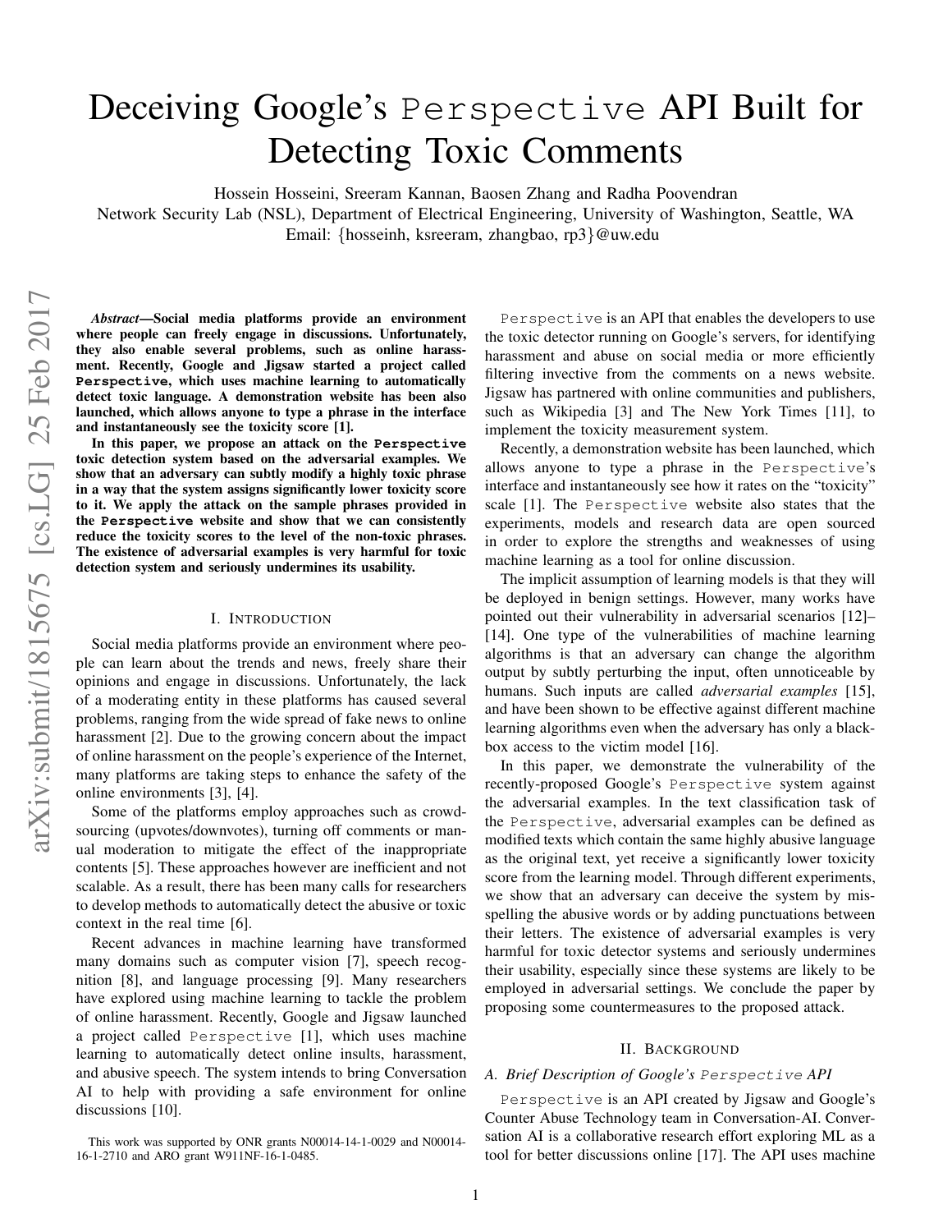# Deceiving Google's `Perspective` API Built for Detecting Toxic Comments

Hossein Hosseini, Sreeram Kannan, Baosen Zhang and Radha Poovendran

Network Security Lab (NSL), Department of Electrical Engineering, University of Washington, Seattle, WA

Email: {hosseinh, ksreeram, zhangbao, rp3}@uw.edu

***Abstract*—Social media platforms provide an environment where people can freely engage in discussions. Unfortunately, they also enable several problems, such as online harassment. Recently, Google and Jigsaw started a project called `Perspective`, which uses machine learning to automatically detect toxic language. A demonstration website has been also launched, which allows anyone to type a phrase in the interface and instantaneously see the toxicity score [1].**

**In this paper, we propose an attack on the `Perspective` toxic detection system based on the adversarial examples. We show that an adversary can subtly modify a highly toxic phrase in a way that the system assigns significantly lower toxicity score to it. We apply the attack on the sample phrases provided in the `Perspective` website and show that we can consistently reduce the toxicity scores to the level of the non-toxic phrases. The existence of adversarial examples is very harmful for toxic detection system and seriously undermines its usability.**

## I. Introduction

Social media platforms provide an environment where people can learn about the trends and news, freely share their opinions and engage in discussions. Unfortunately, the lack of a moderating entity in these platforms has caused several problems, ranging from the wide spread of fake news to online harassment [2]. Due to the growing concern about the impact of online harassment on the people's experience of the Internet, many platforms are taking steps to enhance the safety of the online environments [3], [4].

Some of the platforms employ approaches such as crowd-sourcing (upvotes/downvotes), turning off comments or manual moderation to mitigate the effect of the inappropriate contents [5]. These approaches however are inefficient and not scalable. As a result, there has been many calls for researchers to develop methods to automatically detect the abusive or toxic context in the real time [6].

Recent advances in machine learning have transformed many domains such as computer vision [7], speech recognition [8], and language processing [9]. Many researchers have explored using machine learning to tackle the problem of online harassment. Recently, Google and Jigsaw launched a project called `Perspective` [1], which uses machine learning to automatically detect online insults, harassment, and abusive speech. The system intends to bring Conversation AI to help with providing a safe environment for online discussions [10].

This work was supported by ONR grants N00014-14-1-0029 and N00014-16-1-2710 and ARO grant W911NF-16-1-0485.

`Perspective` is an API that enables the developers to use the toxic detector running on Google's servers, for identifying harassment and abuse on social media or more efficiently filtering invective from the comments on a news website. Jigsaw has partnered with online communities and publishers, such as Wikipedia [3] and The New York Times [11], to implement the toxicity measurement system.

Recently, a demonstration website has been launched, which allows anyone to type a phrase in the `Perspective`'s interface and instantaneously see how it rates on the "toxicity" scale [1]. The `Perspective` website also states that the experiments, models and research data are open sourced in order to explore the strengths and weaknesses of using machine learning as a tool for online discussion.

The implicit assumption of learning models is that they will be deployed in benign settings. However, many works have pointed out their vulnerability in adversarial scenarios [12]–[14]. One type of the vulnerabilities of machine learning algorithms is that an adversary can change the algorithm output by subtly perturbing the input, often unnoticeable by humans. Such inputs are called *adversarial examples* [15], and have been shown to be effective against different machine learning algorithms even when the adversary has only a black-box access to the victim model [16].

In this paper, we demonstrate the vulnerability of the recently-proposed Google's `Perspective` system against the adversarial examples. In the text classification task of the `Perspective`, adversarial examples can be defined as modified texts which contain the same highly abusive language as the original text, yet receive a significantly lower toxicity score from the learning model. Through different experiments, we show that an adversary can deceive the system by misspelling the abusive words or by adding punctuations between their letters. The existence of adversarial examples is very harmful for toxic detector systems and seriously undermines their usability, especially since these systems are likely to be employed in adversarial settings. We conclude the paper by proposing some countermeasures to the proposed attack.

## II. Background

### A. Brief Description of Google's `Perspective` API

`Perspective` is an API created by Jigsaw and Google's Counter Abuse Technology team in Conversation-AI. Conversation AI is a collaborative research effort exploring ML as a tool for better discussions online [17]. The API uses machine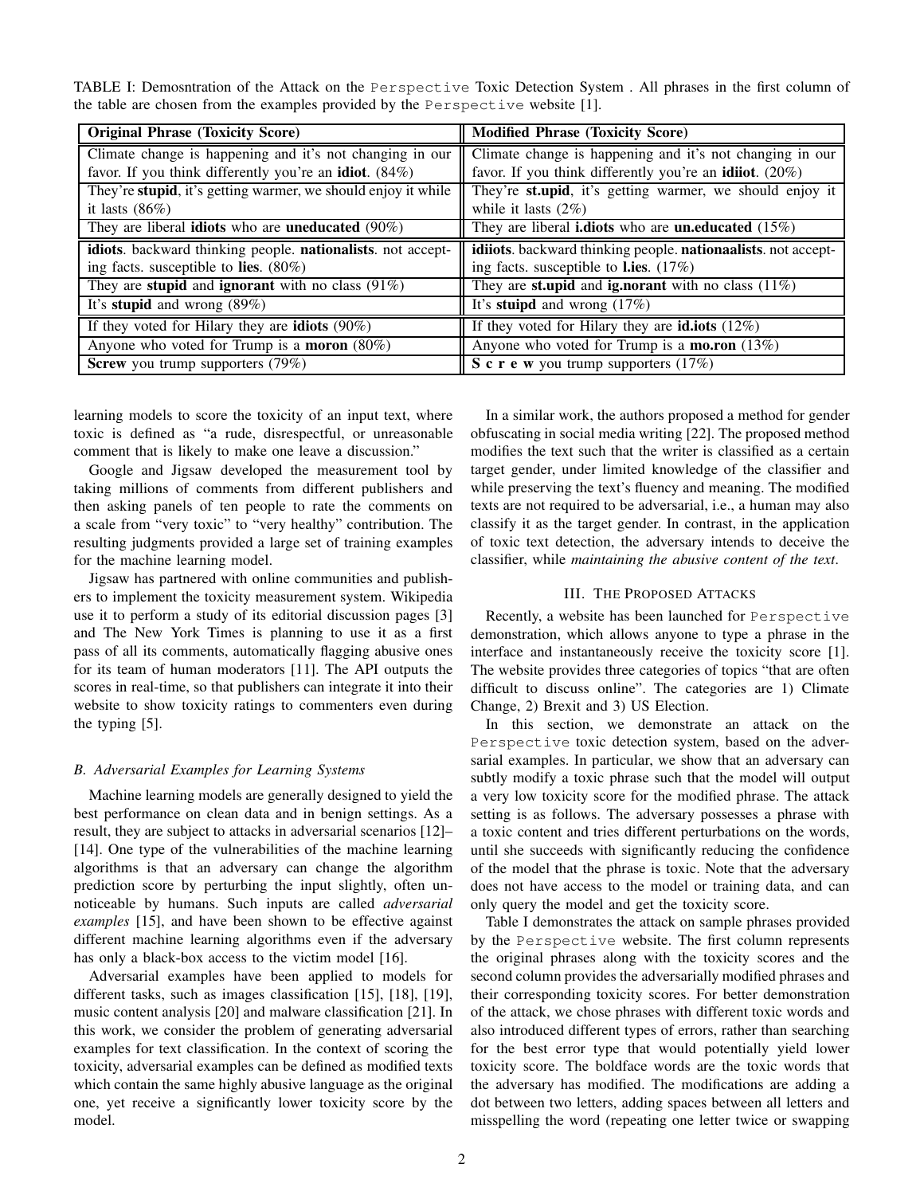TABLE I: Demosntration of the Attack on the Perspective Toxic Detection System . All phrases in the first column of the table are chosen from the examples provided by the Perspective website [1].

| Original Phrase (Toxicity Score) | Modified Phrase (Toxicity Score) |
|---|---|
| Climate change is happening and it's not changing in our favor. If you think differently you're an **idiot**. (84%) | Climate change is happening and it's not changing in our favor. If you think differently you're an **idiiot**. (20%) |
| They're **stupid**, it's getting warmer, we should enjoy it while it lasts (86%) | They're **st.upid**, it's getting warmer, we should enjoy it while it lasts (2%) |
| They are liberal **idiots** who are **uneducated** (90%) | They are liberal **i.diots** who are **un.educated** (15%) |
| **idiots**. backward thinking people. **nationalists**. not accepting facts. susceptible to **lies**. (80%) | **idiiots**. backward thinking people. **nationaalists**. not accepting facts. susceptible to **l.ies**. (17%) |
| They are **stupid** and **ignorant** with no class (91%) | They are **st.upid** and **ig.norant** with no class (11%) |
| It's **stupid** and wrong (89%) | It's **stuipd** and wrong (17%) |
| If they voted for Hilary they are **idiots** (90%) | If they voted for Hilary they are **id.iots** (12%) |
| Anyone who voted for Trump is a **moron** (80%) | Anyone who voted for Trump is a **mo.ron** (13%) |
| **Screw** you trump supporters (79%) | **S c r e w** you trump supporters (17%) |

learning models to score the toxicity of an input text, where toxic is defined as "a rude, disrespectful, or unreasonable comment that is likely to make one leave a discussion."

Google and Jigsaw developed the measurement tool by taking millions of comments from different publishers and then asking panels of ten people to rate the comments on a scale from "very toxic" to "very healthy" contribution. The resulting judgments provided a large set of training examples for the machine learning model.

Jigsaw has partnered with online communities and publishers to implement the toxicity measurement system. Wikipedia use it to perform a study of its editorial discussion pages [3] and The New York Times is planning to use it as a first pass of all its comments, automatically flagging abusive ones for its team of human moderators [11]. The API outputs the scores in real-time, so that publishers can integrate it into their website to show toxicity ratings to commenters even during the typing [5].

### *B. Adversarial Examples for Learning Systems*

Machine learning models are generally designed to yield the best performance on clean data and in benign settings. As a result, they are subject to attacks in adversarial scenarios [12]–[14]. One type of the vulnerabilities of the machine learning algorithms is that an adversary can change the algorithm prediction score by perturbing the input slightly, often unnoticeable by humans. Such inputs are called *adversarial examples* [15], and have been shown to be effective against different machine learning algorithms even if the adversary has only a black-box access to the victim model [16].

Adversarial examples have been applied to models for different tasks, such as images classification [15], [18], [19], music content analysis [20] and malware classification [21]. In this work, we consider the problem of generating adversarial examples for text classification. In the context of scoring the toxicity, adversarial examples can be defined as modified texts which contain the same highly abusive language as the original one, yet receive a significantly lower toxicity score by the model.

In a similar work, the authors proposed a method for gender obfuscating in social media writing [22]. The proposed method modifies the text such that the writer is classified as a certain target gender, under limited knowledge of the classifier and while preserving the text's fluency and meaning. The modified texts are not required to be adversarial, i.e., a human may also classify it as the target gender. In contrast, in the application of toxic text detection, the adversary intends to deceive the classifier, while *maintaining the abusive content of the text*.

## III. The Proposed Attacks

Recently, a website has been launched for Perspective demonstration, which allows anyone to type a phrase in the interface and instantaneously receive the toxicity score [1]. The website provides three categories of topics "that are often difficult to discuss online". The categories are 1) Climate Change, 2) Brexit and 3) US Election.

In this section, we demonstrate an attack on the Perspective toxic detection system, based on the adversarial examples. In particular, we show that an adversary can subtly modify a toxic phrase such that the model will output a very low toxicity score for the modified phrase. The attack setting is as follows. The adversary possesses a phrase with a toxic content and tries different perturbations on the words, until she succeeds with significantly reducing the confidence of the model that the phrase is toxic. Note that the adversary does not have access to the model or training data, and can only query the model and get the toxicity score.

Table I demonstrates the attack on sample phrases provided by the Perspective website. The first column represents the original phrases along with the toxicity scores and the second column provides the adversarially modified phrases and their corresponding toxicity scores. For better demonstration of the attack, we chose phrases with different toxic words and also introduced different types of errors, rather than searching for the best error type that would potentially yield lower toxicity score. The boldface words are the toxic words that the adversary has modified. The modifications are adding a dot between two letters, adding spaces between all letters and misspelling the word (repeating one letter twice or swapping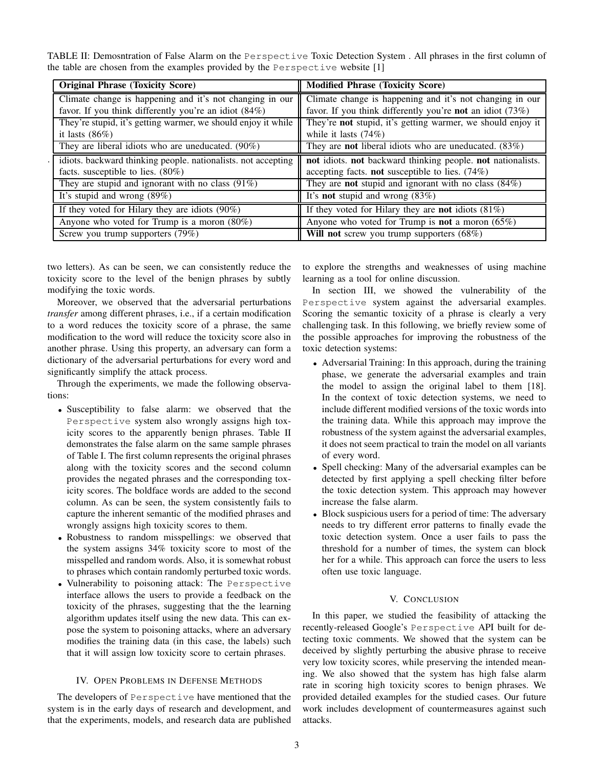TABLE II: Demosntration of False Alarm on the Perspective Toxic Detection System . All phrases in the first column of the table are chosen from the examples provided by the Perspective website [1]

| Original Phrase (Toxicity Score) | Modified Phrase (Toxicity Score) |
|---|---|
| Climate change is happening and it's not changing in our favor. If you think differently you're an idiot (84%) | Climate change is happening and it's not changing in our favor. If you think differently you're **not** an idiot (73%) |
| They're stupid, it's getting warmer, we should enjoy it while it lasts (86%) | They're **not** stupid, it's getting warmer, we should enjoy it while it lasts (74%) |
| They are liberal idiots who are uneducated. (90%) | They are **not** liberal idiots who are uneducated. (83%) |
| idiots. backward thinking people. nationalists. not accepting facts. susceptible to lies. (80%) | **not** idiots. **not** backward thinking people. **not** nationalists. accepting facts. **not** susceptible to lies. (74%) |
| They are stupid and ignorant with no class (91%) | They are **not** stupid and ignorant with no class (84%) |
| It's stupid and wrong (89%) | It's **not** stupid and wrong (83%) |
| If they voted for Hilary they are idiots (90%) | If they voted for Hilary they are **not** idiots (81%) |
| Anyone who voted for Trump is a moron (80%) | Anyone who voted for Trump is **not** a moron (65%) |
| Screw you trump supporters (79%) | **Will not** screw you trump supporters (68%) |

two letters). As can be seen, we can consistently reduce the toxicity score to the level of the benign phrases by subtly modifying the toxic words.

Moreover, we observed that the adversarial perturbations *transfer* among different phrases, i.e., if a certain modification to a word reduces the toxicity score of a phrase, the same modification to the word will reduce the toxicity score also in another phrase. Using this property, an adversary can form a dictionary of the adversarial perturbations for every word and significantly simplify the attack process.

Through the experiments, we made the following observations:

- Susceptibility to false alarm: we observed that the Perspective system also wrongly assigns high toxicity scores to the apparently benign phrases. Table II demonstrates the false alarm on the same sample phrases of Table I. The first column represents the original phrases along with the toxicity scores and the second column provides the negated phrases and the corresponding toxicity scores. The boldface words are added to the second column. As can be seen, the system consistently fails to capture the inherent semantic of the modified phrases and wrongly assigns high toxicity scores to them.
- Robustness to random misspellings: we observed that the system assigns 34% toxicity score to most of the misspelled and random words. Also, it is somewhat robust to phrases which contain randomly perturbed toxic words.
- Vulnerability to poisoning attack: The Perspective interface allows the users to provide a feedback on the toxicity of the phrases, suggesting that the the learning algorithm updates itself using the new data. This can expose the system to poisoning attacks, where an adversary modifies the training data (in this case, the labels) such that it will assign low toxicity score to certain phrases.

## IV. Open Problems in Defense Methods

The developers of Perspective have mentioned that the system is in the early days of research and development, and that the experiments, models, and research data are published to explore the strengths and weaknesses of using machine learning as a tool for online discussion.

In section III, we showed the vulnerability of the Perspective system against the adversarial examples. Scoring the semantic toxicity of a phrase is clearly a very challenging task. In this following, we briefly review some of the possible approaches for improving the robustness of the toxic detection systems:

- Adversarial Training: In this approach, during the training phase, we generate the adversarial examples and train the model to assign the original label to them [18]. In the context of toxic detection systems, we need to include different modified versions of the toxic words into the training data. While this approach may improve the robustness of the system against the adversarial examples, it does not seem practical to train the model on all variants of every word.
- Spell checking: Many of the adversarial examples can be detected by first applying a spell checking filter before the toxic detection system. This approach may however increase the false alarm.
- Block suspicious users for a period of time: The adversary needs to try different error patterns to finally evade the toxic detection system. Once a user fails to pass the threshold for a number of times, the system can block her for a while. This approach can force the users to less often use toxic language.

## V. Conclusion

In this paper, we studied the feasibility of attacking the recently-released Google's Perspective API built for detecting toxic comments. We showed that the system can be deceived by slightly perturbing the abusive phrase to receive very low toxicity scores, while preserving the intended meaning. We also showed that the system has high false alarm rate in scoring high toxicity scores to benign phrases. We provided detailed examples for the studied cases. Our future work includes development of countermeasures against such attacks.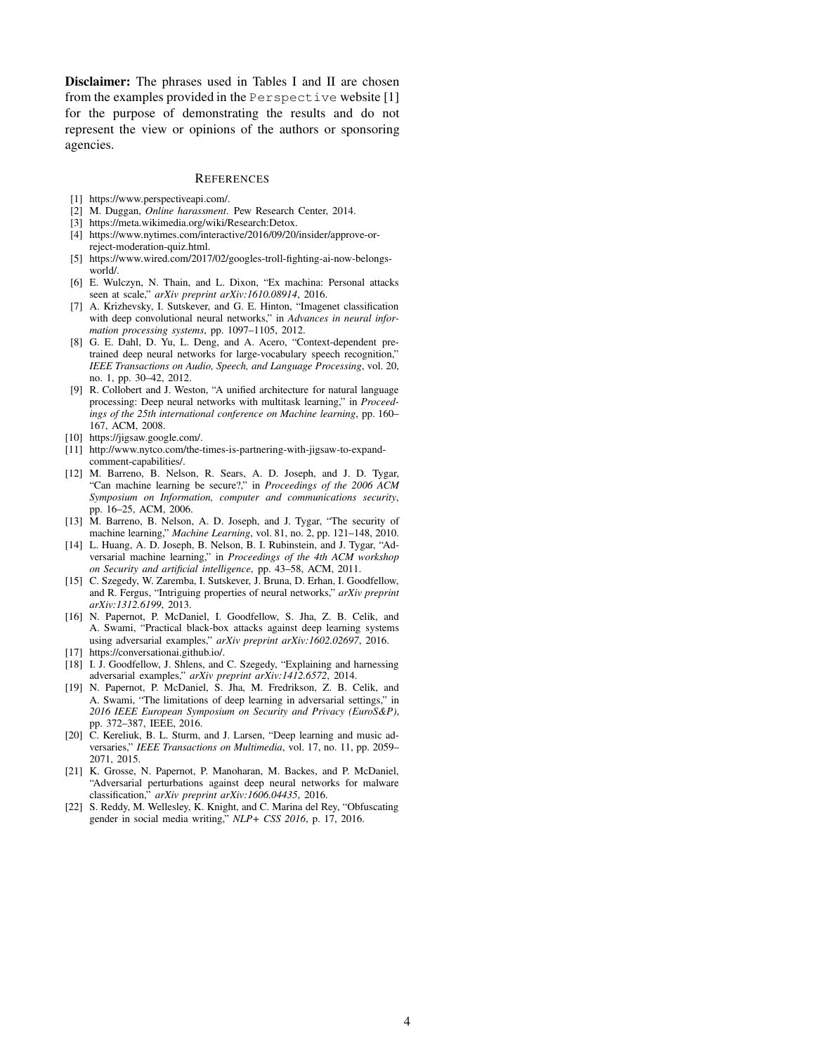**Disclaimer:** The phrases used in Tables I and II are chosen from the examples provided in the `Perspective` website [1] for the purpose of demonstrating the results and do not represent the view or opinions of the authors or sponsoring agencies.

## References

[1] https://www.perspectiveapi.com/.

[2] M. Duggan, *Online harassment*. Pew Research Center, 2014.

[3] https://meta.wikimedia.org/wiki/Research:Detox.

[4] https://www.nytimes.com/interactive/2016/09/20/insider/approve-or-reject-moderation-quiz.html.

[5] https://www.wired.com/2017/02/googles-troll-fighting-ai-now-belongs-world/.

[6] E. Wulczyn, N. Thain, and L. Dixon, "Ex machina: Personal attacks seen at scale," *arXiv preprint arXiv:1610.08914*, 2016.

[7] A. Krizhevsky, I. Sutskever, and G. E. Hinton, "Imagenet classification with deep convolutional neural networks," in *Advances in neural information processing systems*, pp. 1097–1105, 2012.

[8] G. E. Dahl, D. Yu, L. Deng, and A. Acero, "Context-dependent pre-trained deep neural networks for large-vocabulary speech recognition," *IEEE Transactions on Audio, Speech, and Language Processing*, vol. 20, no. 1, pp. 30–42, 2012.

[9] R. Collobert and J. Weston, "A unified architecture for natural language processing: Deep neural networks with multitask learning," in *Proceedings of the 25th international conference on Machine learning*, pp. 160–167, ACM, 2008.

[10] https://jigsaw.google.com/.

[11] http://www.nytco.com/the-times-is-partnering-with-jigsaw-to-expand-comment-capabilities/.

[12] M. Barreno, B. Nelson, R. Sears, A. D. Joseph, and J. D. Tygar, "Can machine learning be secure?," in *Proceedings of the 2006 ACM Symposium on Information, computer and communications security*, pp. 16–25, ACM, 2006.

[13] M. Barreno, B. Nelson, A. D. Joseph, and J. Tygar, "The security of machine learning," *Machine Learning*, vol. 81, no. 2, pp. 121–148, 2010.

[14] L. Huang, A. D. Joseph, B. Nelson, B. I. Rubinstein, and J. Tygar, "Adversarial machine learning," in *Proceedings of the 4th ACM workshop on Security and artificial intelligence*, pp. 43–58, ACM, 2011.

[15] C. Szegedy, W. Zaremba, I. Sutskever, J. Bruna, D. Erhan, I. Goodfellow, and R. Fergus, "Intriguing properties of neural networks," *arXiv preprint arXiv:1312.6199*, 2013.

[16] N. Papernot, P. McDaniel, I. Goodfellow, S. Jha, Z. B. Celik, and A. Swami, "Practical black-box attacks against deep learning systems using adversarial examples," *arXiv preprint arXiv:1602.02697*, 2016.

[17] https://conversationai.github.io/.

[18] I. J. Goodfellow, J. Shlens, and C. Szegedy, "Explaining and harnessing adversarial examples," *arXiv preprint arXiv:1412.6572*, 2014.

[19] N. Papernot, P. McDaniel, S. Jha, M. Fredrikson, Z. B. Celik, and A. Swami, "The limitations of deep learning in adversarial settings," in *2016 IEEE European Symposium on Security and Privacy (EuroS&P)*, pp. 372–387, IEEE, 2016.

[20] C. Kereliuk, B. L. Sturm, and J. Larsen, "Deep learning and music adversaries," *IEEE Transactions on Multimedia*, vol. 17, no. 11, pp. 2059–2071, 2015.

[21] K. Grosse, N. Papernot, P. Manoharan, M. Backes, and P. McDaniel, "Adversarial perturbations against deep neural networks for malware classification," *arXiv preprint arXiv:1606.04435*, 2016.

[22] S. Reddy, M. Wellesley, K. Knight, and C. Marina del Rey, "Obfuscating gender in social media writing," *NLP+ CSS 2016*, p. 17, 2016.